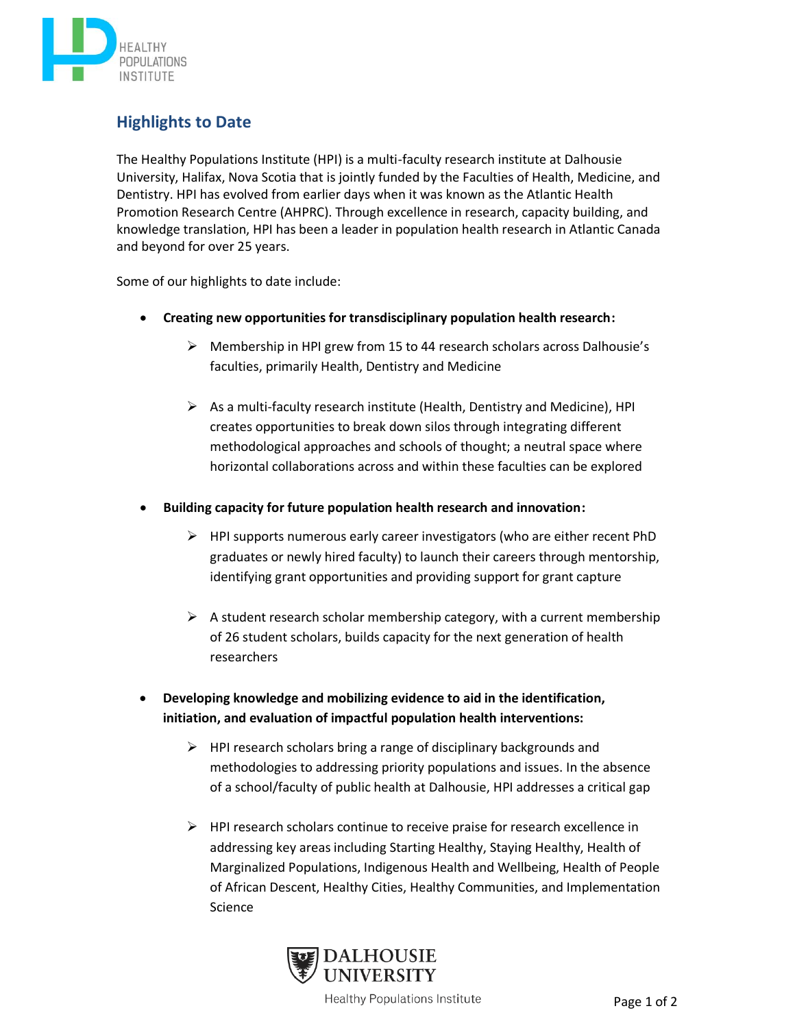## Highlights to Date

The Healthy Populations Institute (HPI) is a multi-faculty research institute at Dalhousie University, Halifax, Nova Scotia that is jointly funded by the Faculties of Health, Medicine, and Dentistry. HPI has evolved from earlier days when it was known as the Atlantic Health Promotion Research Centre (AHPRC). Through excellence in research, capacity building, and knowledge translation, HPI has been a leader in population health research in Atlantic Canada and beyond for over 25 years.

Some of our highlights to date include:

- **Creating new opportunities for transdisciplinary population health research:**
  - Membership in HPI grew from 15 to 44 research scholars across Dalhousie's faculties, primarily Health, Dentistry and Medicine
  - As a multi-faculty research institute (Health, Dentistry and Medicine), HPI creates opportunities to break down silos through integrating different methodological approaches and schools of thought; a neutral space where horizontal collaborations across and within these faculties can be explored
- **Building capacity for future population health research and innovation:**
  - HPI supports numerous early career investigators (who are either recent PhD graduates or newly hired faculty) to launch their careers through mentorship, identifying grant opportunities and providing support for grant capture
  - A student research scholar membership category, with a current membership of 26 student scholars, builds capacity for the next generation of health researchers
- **Developing knowledge and mobilizing evidence to aid in the identification, initiation, and evaluation of impactful population health interventions:**
  - HPI research scholars bring a range of disciplinary backgrounds and methodologies to addressing priority populations and issues. In the absence of a school/faculty of public health at Dalhousie, HPI addresses a critical gap
  - HPI research scholars continue to receive praise for research excellence in addressing key areas including Starting Healthy, Staying Healthy, Health of Marginalized Populations, Indigenous Health and Wellbeing, Health of People of African Descent, Healthy Cities, Healthy Communities, and Implementation Science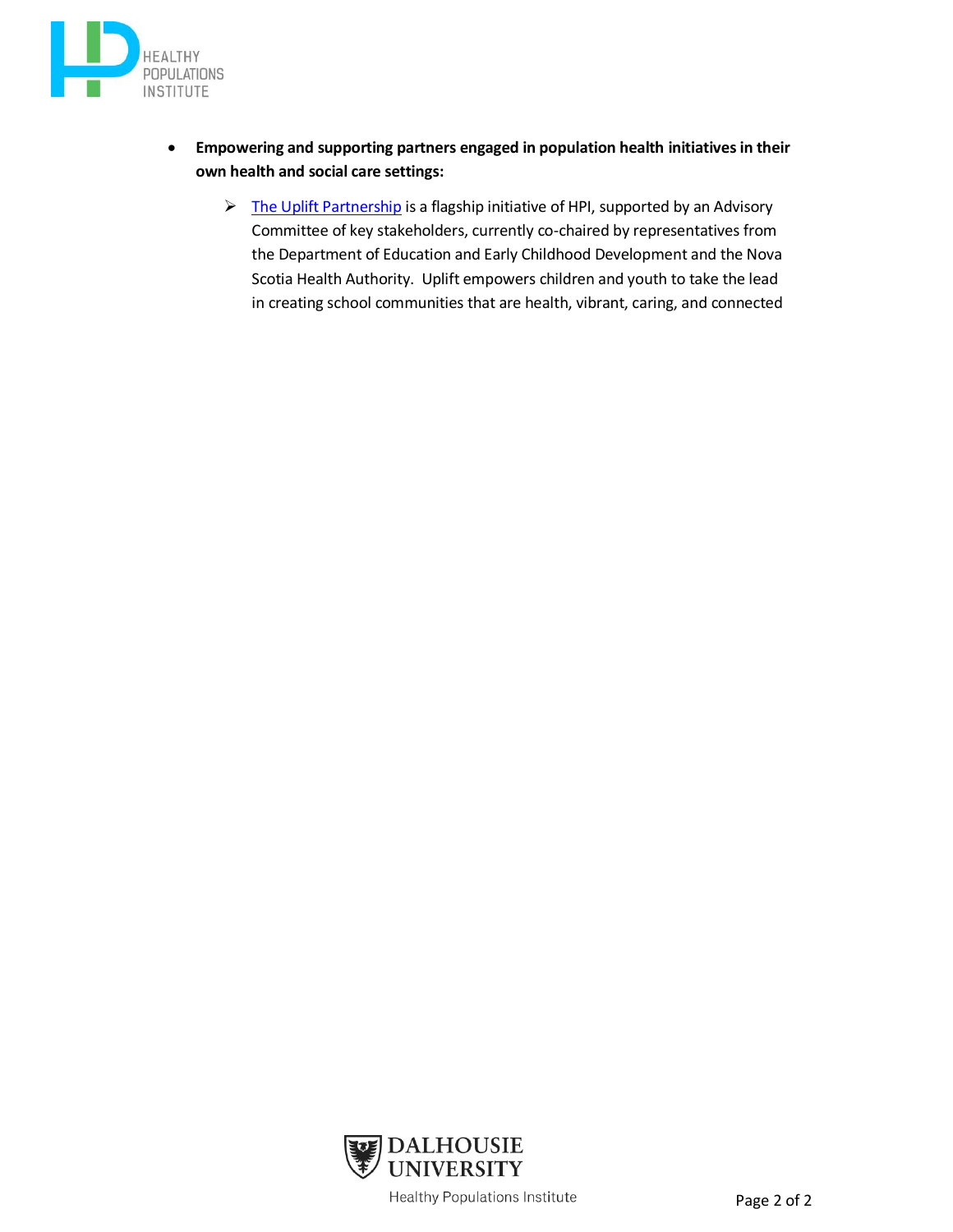- **Empowering and supporting partners engaged in population health initiatives in their own health and social care settings:**
  - The Uplift Partnership is a flagship initiative of HPI, supported by an Advisory Committee of key stakeholders, currently co-chaired by representatives from the Department of Education and Early Childhood Development and the Nova Scotia Health Authority. Uplift empowers children and youth to take the lead in creating school communities that are health, vibrant, caring, and connected